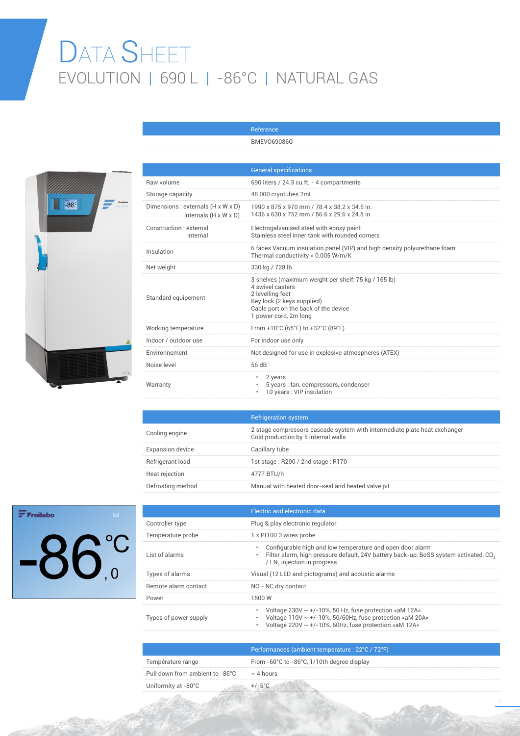# DATA SHEET

## EVOLUTION | 690 L | -86°C | NATURAL GAS

| | Reference |
|---|---|
| | BMEVO69086G |

| | General specifications |
|---|---|
| Raw volume | 690 liters / 24.3 cu.ft. - 4 compartments |
| Storage capacity | 48 000 cryotubes 2mL |
| Dimensions : externals (H x W x D)<br>internals (H x W x D) | 1990 x 875 x 970 mm / 78.4 x 38.2 x 34.5 in.<br>1436 x 630 x 752 mm / 56.6 x 29.6 x 24.8 in. |
| Construction : external<br>internal | Electrogalvanised steel with epoxy paint<br>Stainless steel inner tank with rounded corners |
| Insulation | 6 faces Vacuum insulation panel (VIP) and high density polyurethane foam<br>Thermal conductivity < 0.005 W/m/K |
| Net weight | 330 kg / 728 lb. |
| Standard equipement | 3 shelves (maximum weight per shelf: 75 kg / 165 lb)<br>4 swivel casters<br>2 levelling feet<br>Key lock (2 keys supplied)<br>Cable port on the back of the device<br>1 power cord, 2m long |
| Working temperature | From +18°C (65°F) to +32°C (89°F) |
| Indoor / outdoor use | For indoor use only |
| Environnement | Not designed for use in explosive atmospheres (ATEX) |
| Noise level | 56 dB |
| Warranty | • 2 years<br>• 5 years : fan, compressors, condenser<br>• 10 years : VIP insulation |

| | Refrigeration system |
|---|---|
| Cooling engine | 2 stage compressors cascade system with intermediate plate heat exchanger<br>Cold production by 5 internal walls |
| Expansion device | Capillary tube |
| Refrigerant load | 1st stage : R290 / 2nd stage : R170 |
| Heat rejection | 4777 BTU/h |
| Defrosting method | Manual with heated door-seal and heated valve pit |

| | Electric and electronic data |
|---|---|
| Controller type | Plug & play electronic regulator |
| Temperature probe | 1 x Pt100 3 wires probe |
| List of alarms | • Configurable high and low temperature and open door alarm<br>• Filter alarm, high pressure default, 24V battery back-up, BoSS system activated, $CO_2$ / $LN_2$ injection in progress |
| Types of alarms | Visual (12 LED and pictograms) and acoustic alarms |
| Remote alarm contact | NO - NC dry contact |
| Power | 1500 W |
| Types of power supply | • Voltage 230V ~ +/-10%, 50 Hz, fuse protection «aM 12A»<br>• Voltage 110V ~ +/-10%, 50/60Hz, fuse protection «aM 20A»<br>• Voltage 220V ~ +/-10%, 60Hz, fuse protection «aM 12A» |

| | Performances (ambient temperature : 22°C / 72°F) |
|---|---|
| Température range | From -60°C to -86°C, 1/10th degree display |
| Pull down from ambient to -86°C | ~ 4 hours |
| Uniformity at -80°C | +/-5°C |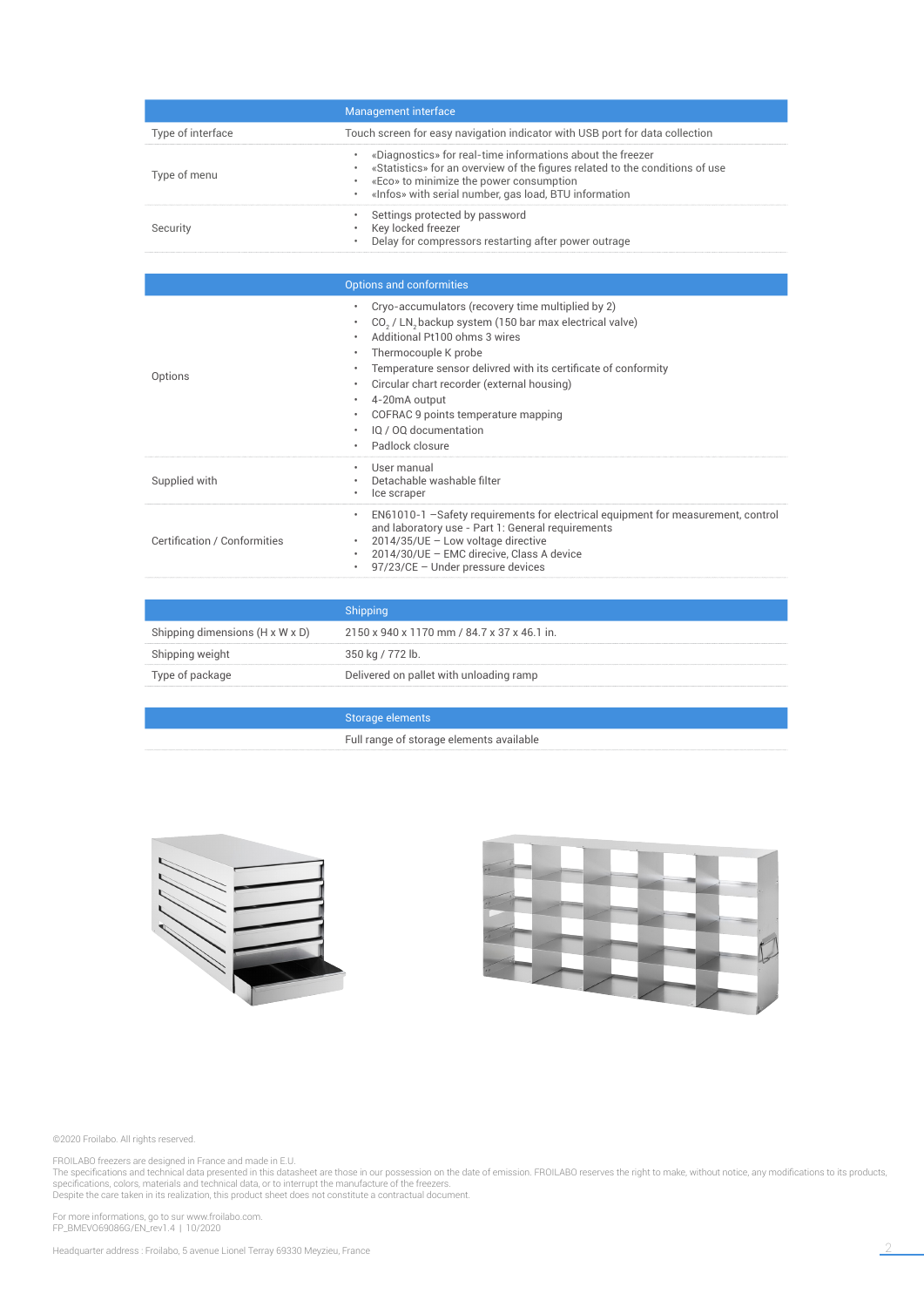| | Management interface |
|---|---|
| Type of interface | Touch screen for easy navigation indicator with USB port for data collection |
| Type of menu | • «Diagnostics» for real-time informations about the freezer<br>• «Statistics» for an overview of the figures related to the conditions of use<br>• «Eco» to minimize the power consumption<br>• «Infos» with serial number, gas load, BTU information |
| Security | • Settings protected by password<br>• Key locked freezer<br>• Delay for compressors restarting after power outrage |

| | Options and conformities |
|---|---|
| Options | • Cryo-accumulators (recovery time multiplied by 2)<br>• $CO_2$ / $LN_2$ backup system (150 bar max electrical valve)<br>• Additional Pt100 ohms 3 wires<br>• Thermocouple K probe<br>• Temperature sensor delivred with its certificate of conformity<br>• Circular chart recorder (external housing)<br>• 4-20mA output<br>• COFRAC 9 points temperature mapping<br>• IQ / OQ documentation<br>• Padlock closure |
| Supplied with | • User manual<br>• Detachable washable filter<br>• Ice scraper |
| Certification / Conformities | • EN61010-1 –Safety requirements for electrical equipment for measurement, control and laboratory use - Part 1: General requirements<br>• 2014/35/UE – Low voltage directive<br>• 2014/30/UE – EMC direcive, Class A device<br>• 97/23/CE – Under pressure devices |

| | Shipping |
|---|---|
| Shipping dimensions (H x W x D) | 2150 x 940 x 1170 mm / 84.7 x 37 x 46.1 in. |
| Shipping weight | 350 kg / 772 lb. |
| Type of package | Delivered on pallet with unloading ramp |

| | Storage elements |
|---|---|
| | Full range of storage elements available |

©2020 Froilabo. All rights reserved.

FROILABO freezers are designed in France and made in E.U.
The specifications and technical data presented in this datasheet are those in our possession on the date of emission. FROILABO reserves the right to make, without notice, any modifications to its products, specifications, colors, materials and technical data, or to interrupt the manufacture of the freezers.
Despite the care taken in its realization, this product sheet does not constitute a contractual document.

For more informations, go to sur www.froilabo.com.
FP_BMEVO69086G/EN_rev1.4 | 10/2020

Headquarter address : Froilabo, 5 avenue Lionel Terray 69330 Meyzieu, France